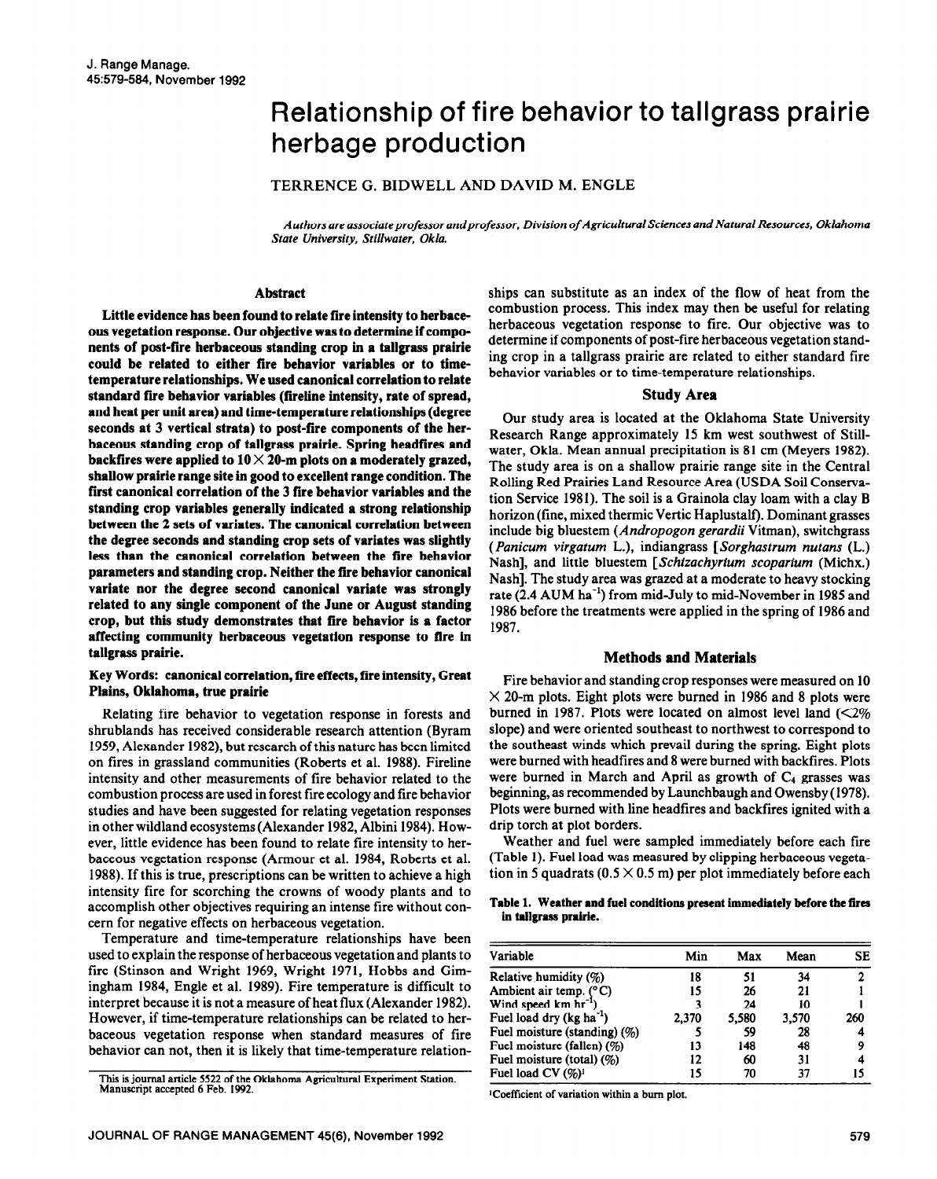# Relationship of fire behavior to tallgrass prairie herbage production

TERRENCE G. BIDWELL AND DAVID M. ENGLE

*Authors are associate professor and professor, Division of Agricultural Sciences and Natural Resources, Oklahoma State University, Stillwater, Okla.*

## Abstract

**Little evidence has been found to relate fire intensity to herbaceous vegetation response. Our objective was to determine if components of post-fire herbaceous standing crop in a tallgrass prairie could be related to either fire behavior variables or to time-temperature relationships. We used canonical correlation to relate standard fire behavior variables (fireline intensity, rate of spread, and heat per unit area) and time-temperature relationships (degree seconds at 3 vertical strata) to post-fire components of the herbaceous standing crop of tallgrass prairie. Spring headfires and backfires were applied to 10 × 20-m plots on a moderately grazed, shallow prairie range site in good to excellent range condition. The first canonical correlation of the 3 fire behavior variables and the standing crop variables generally indicated a strong relationship between the 2 sets of variates. The canonical correlation between the degree seconds and standing crop sets of variates was slightly less than the canonical correlation between the fire behavior parameters and standing crop. Neither the fire behavior canonical variate nor the degree second canonical variate was strongly related to any single component of the June or August standing crop, but this study demonstrates that fire behavior is a factor affecting community herbaceous vegetation response to fire in tallgrass prairie.**

**Key Words: canonical correlation, fire effects, fire intensity, Great Plains, Oklahoma, true prairie**

Relating fire behavior to vegetation response in forests and shrublands has received considerable research attention (Byram 1959, Alexander 1982), but research of this nature has been limited on fires in grassland communities (Roberts et al. 1988). Fireline intensity and other measurements of fire behavior related to the combustion process are used in forest fire ecology and fire behavior studies and have been suggested for relating vegetation responses in other wildland ecosystems (Alexander 1982, Albini 1984). However, little evidence has been found to relate fire intensity to herbaceous vegetation response (Armour et al. 1984, Roberts et al. 1988). If this is true, prescriptions can be written to achieve a high intensity fire for scorching the crowns of woody plants and to accomplish other objectives requiring an intense fire without concern for negative effects on herbaceous vegetation.

Temperature and time-temperature relationships have been used to explain the response of herbaceous vegetation and plants to fire (Stinson and Wright 1969, Wright 1971, Hobbs and Gimingham 1984, Engle et al. 1989). Fire temperature is difficult to interpret because it is not a measure of heat flux (Alexander 1982). However, if time-temperature relationships can be related to herbaceous vegetation response when standard measures of fire behavior can not, then it is likely that time-temperature relationships can substitute as an index of the flow of heat from the combustion process. This index may then be useful for relating herbaceous vegetation response to fire. Our objective was to determine if components of post-fire herbaceous vegetation standing crop in a tallgrass prairie are related to either standard fire behavior variables or to time-temperature relationships.

This is journal article 5522 of the Oklahoma Agricultural Experiment Station. Manuscript accepted 6 Feb. 1992.

## Study Area

Our study area is located at the Oklahoma State University Research Range approximately 15 km west southwest of Stillwater, Okla. Mean annual precipitation is 81 cm (Meyers 1982). The study area is on a shallow prairie range site in the Central Rolling Red Prairies Land Resource Area (USDA Soil Conservation Service 1981). The soil is a Grainola clay loam with a clay B horizon (fine, mixed thermic Vertic Haplustalf). Dominant grasses include big bluestem (*Andropogon gerardii* Vitman), switchgrass (*Panicum virgatum* L.), indiangrass [*Sorghastrum nutans* (L.) Nash], and little bluestem [*Schizachyrium scoparium* (Michx.) Nash]. The study area was grazed at a moderate to heavy stocking rate (2.4 AUM $ha^{-1}$) from mid-July to mid-November in 1985 and 1986 before the treatments were applied in the spring of 1986 and 1987.

## Methods and Materials

Fire behavior and standing crop responses were measured on 10 × 20-m plots. Eight plots were burned in 1986 and 8 plots were burned in 1987. Plots were located on almost level land (<2% slope) and were oriented southeast to northwest to correspond to the southeast winds which prevail during the spring. Eight plots were burned with headfires and 8 were burned with backfires. Plots were burned in March and April as growth of $C_4$ grasses was beginning, as recommended by Launchbaugh and Owensby (1978). Plots were burned with line headfires and backfires ignited with a drip torch at plot borders.

Weather and fuel were sampled immediately before each fire (Table 1). Fuel load was measured by clipping herbaceous vegetation in 5 quadrats (0.5 × 0.5 m) per plot immediately before each

**Table 1. Weather and fuel conditions present immediately before the fires in tallgrass prairie.**

| Variable | Min | Max | Mean | SE |
|---|---|---|---|---|
| Relative humidity (%) | 18 | 51 | 34 | 2 |
| Ambient air temp. (°C) | 15 | 26 | 21 | 1 |
| Wind speed km $hr^{-1}$) | 3 | 24 | 10 | 1 |
| Fuel load dry (kg $ha^{-1}$) | 2,370 | 5,580 | 3,570 | 260 |
| Fuel moisture (standing) (%) | 5 | 59 | 28 | 4 |
| Fuel moisture (fallen) (%) | 13 | 148 | 48 | 9 |
| Fuel moisture (total) (%) | 12 | 60 | 31 | 4 |
| Fuel load CV (%)[1] | 15 | 70 | 37 | 15 |

[1]Coefficient of variation within a burn plot.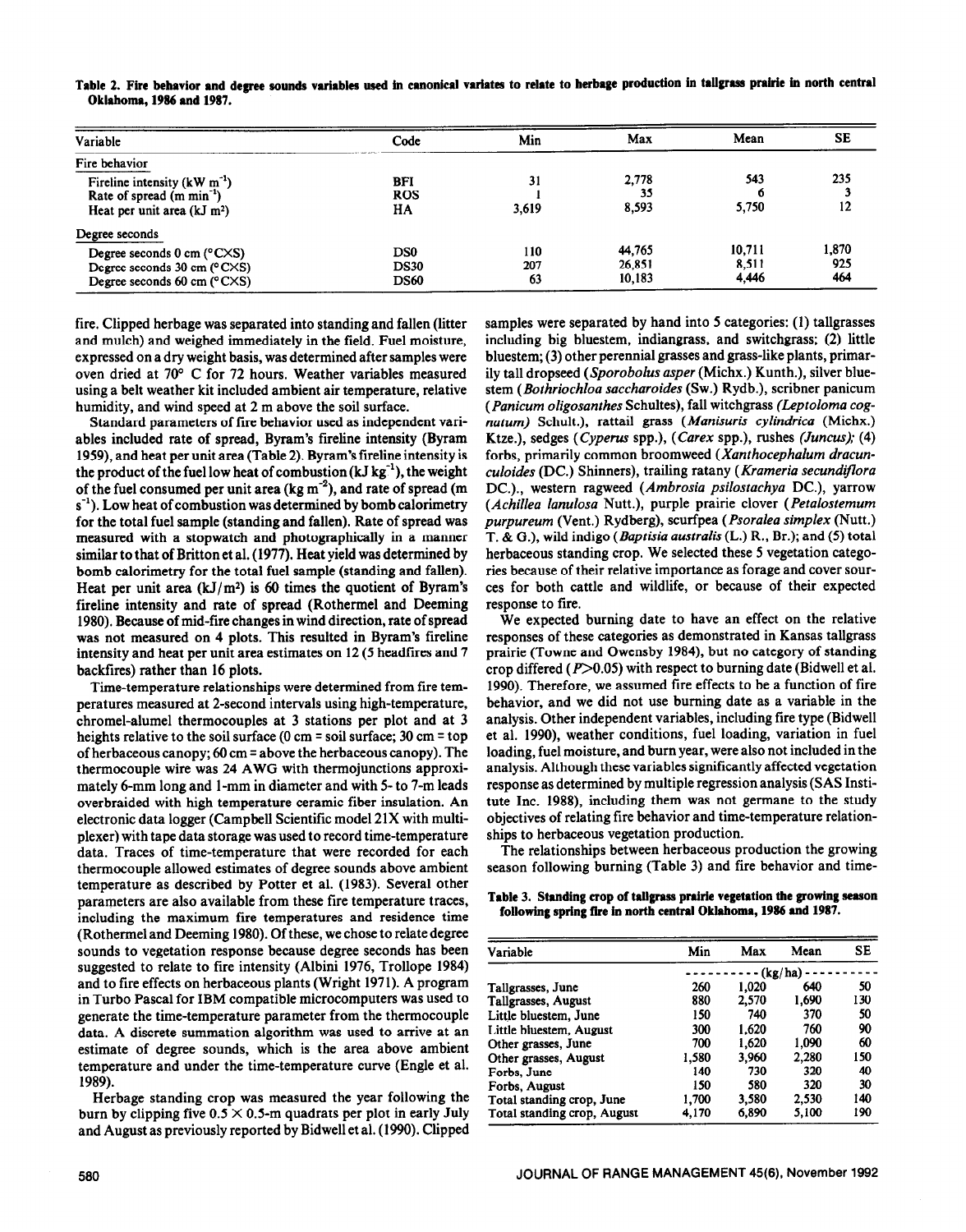**Table 2. Fire behavior and degree sounds variables used in canonical variates to relate to herbage production in tallgrass prairie in north central Oklahoma, 1986 and 1987.**

| Variable | Code | Min | Max | Mean | SE |
|---|---|---|---|---|---|
| Fire behavior | | | | | |
| Fireline intensity (kW $m^{-1}$) | BFI | 31 | 2,778 | 543 | 235 |
| Rate of spread (m $min^{-1}$) | ROS | 1 | 35 | 6 | 3 |
| Heat per unit area (kJ $m^2$) | HA | 3,619 | 8,593 | 5,750 | 12 |
| Degree seconds | | | | | |
| Degree seconds 0 cm (°C×S) | DS0 | 110 | 44,765 | 10,711 | 1,870 |
| Degree seconds 30 cm (°C×S) | DS30 | 207 | 26,851 | 8,511 | 925 |
| Degree seconds 60 cm (°C×S) | DS60 | 63 | 10,183 | 4,446 | 464 |

fire. Clipped herbage was separated into standing and fallen (litter and mulch) and weighed immediately in the field. Fuel moisture, expressed on a dry weight basis, was determined after samples were oven dried at 70° C for 72 hours. Weather variables measured using a belt weather kit included ambient air temperature, relative humidity, and wind speed at 2 m above the soil surface.

Standard parameters of fire behavior used as independent variables included rate of spread, Byram's fireline intensity (Byram 1959), and heat per unit area (Table 2). Byram's fireline intensity is the product of the fuel low heat of combustion (kJ $kg^{-1}$), the weight of the fuel consumed per unit area (kg $m^{-2}$), and rate of spread (m $s^{-1}$). Low heat of combustion was determined by bomb calorimetry for the total fuel sample (standing and fallen). Rate of spread was measured with a stopwatch and photographically in a manner similar to that of Britton et al. (1977). Heat yield was determined by bomb calorimetry for the total fuel sample (standing and fallen). Heat per unit area (kJ/$m^2$) is 60 times the quotient of Byram's fireline intensity and rate of spread (Rothermel and Deeming 1980). Because of mid-fire changes in wind direction, rate of spread was not measured on 4 plots. This resulted in Byram's fireline intensity and heat per unit area estimates on 12 (5 headfires and 7 backfires) rather than 16 plots.

Time-temperature relationships were determined from fire temperatures measured at 2-second intervals using high-temperature, chromel-alumel thermocouples at 3 stations per plot and at 3 heights relative to the soil surface (0 cm = soil surface; 30 cm = top of herbaceous canopy; 60 cm = above the herbaceous canopy). The thermocouple wire was 24 AWG with thermojunctions approximately 6-mm long and 1-mm in diameter and with 5- to 7-m leads overbraided with high temperature ceramic fiber insulation. An electronic data logger (Campbell Scientific model 21X with multiplexer) with tape data storage was used to record time-temperature data. Traces of time-temperature that were recorded for each thermocouple allowed estimates of degree sounds above ambient temperature as described by Potter et al. (1983). Several other parameters are also available from these fire temperature traces, including the maximum fire temperatures and residence time (Rothermel and Deeming 1980). Of these, we chose to relate degree sounds to vegetation response because degree seconds has been suggested to relate to fire intensity (Albini 1976, Trollope 1984) and to fire effects on herbaceous plants (Wright 1971). A program in Turbo Pascal for IBM compatible microcomputers was used to generate the time-temperature parameter from the thermocouple data. A discrete summation algorithm was used to arrive at an estimate of degree sounds, which is the area above ambient temperature and under the time-temperature curve (Engle et al. 1989).

Herbage standing crop was measured the year following the burn by clipping five 0.5 × 0.5-m quadrats per plot in early July and August as previously reported by Bidwell et al. (1990). Clipped samples were separated by hand into 5 categories: (1) tallgrasses including big bluestem, indiangrass, and switchgrass; (2) little bluestem; (3) other perennial grasses and grass-like plants, primarily tall dropseed (*Sporobolus asper* (Michx.) Kunth.), silver bluestem (*Bothriochloa saccharoides* (Sw.) Rydb.), scribner panicum (*Panicum oligosanthes* Schultes), fall witchgrass (*Leptoloma cognatum)* Schult.), rattail grass (*Manisuris cylindrica* (Michx.) Ktze.), sedges (*Cyperus* spp.), (*Carex* spp.), rushes *(Juncus);* (4) forbs, primarily common broomweed (*Xanthocephalum dracunculoides* (DC.) Shinners), trailing ratany (*Krameria secundiflora* DC.)., western ragweed (*Ambrosia psilostachya* DC.), yarrow (*Achillea lanulosa* Nutt.), purple prairie clover (*Petalostemum purpureum* (Vent.) Rydberg), scurfpea (*Psoralea simplex* (Nutt.) T. & G.), wild indigo (*Baptisia australis* (L.) R., Br.); and (5) total herbaceous standing crop. We selected these 5 vegetation categories because of their relative importance as forage and cover sources for both cattle and wildlife, or because of their expected response to fire.

We expected burning date to have an effect on the relative responses of these categories as demonstrated in Kansas tallgrass prairie (Towne and Owensby 1984), but no category of standing crop differed ($P$>0.05) with respect to burning date (Bidwell et al. 1990). Therefore, we assumed fire effects to be a function of fire behavior, and we did not use burning date as a variable in the analysis. Other independent variables, including fire type (Bidwell et al. 1990), weather conditions, fuel loading, variation in fuel loading, fuel moisture, and burn year, were also not included in the analysis. Although these variables significantly affected vegetation response as determined by multiple regression analysis (SAS Institute Inc. 1988), including them was not germane to the study objectives of relating fire behavior and time-temperature relationships to herbaceous vegetation production.

The relationships between herbaceous production the growing season following burning (Table 3) and fire behavior and time-

**Table 3. Standing crop of tallgrass prairie vegetation the growing season following spring fire in north central Oklahoma, 1986 and 1987.**

| Variable | Min | Max | Mean | SE |
|---|---|---|---|---|
| | (kg/ha) | | | |
| Tallgrasses, June | 260 | 1,020 | 640 | 50 |
| Tallgrasses, August | 880 | 2,570 | 1,690 | 130 |
| Little bluestem, June | 150 | 740 | 370 | 50 |
| Little bluestem, August | 300 | 1,620 | 760 | 90 |
| Other grasses, June | 700 | 1,620 | 1,090 | 60 |
| Other grasses, August | 1,580 | 3,960 | 2,280 | 150 |
| Forbs, June | 140 | 730 | 320 | 40 |
| Forbs, August | 150 | 580 | 320 | 30 |
| Total standing crop, June | 1,700 | 3,580 | 2,530 | 140 |
| Total standing crop, August | 4,170 | 6,890 | 5,100 | 190 |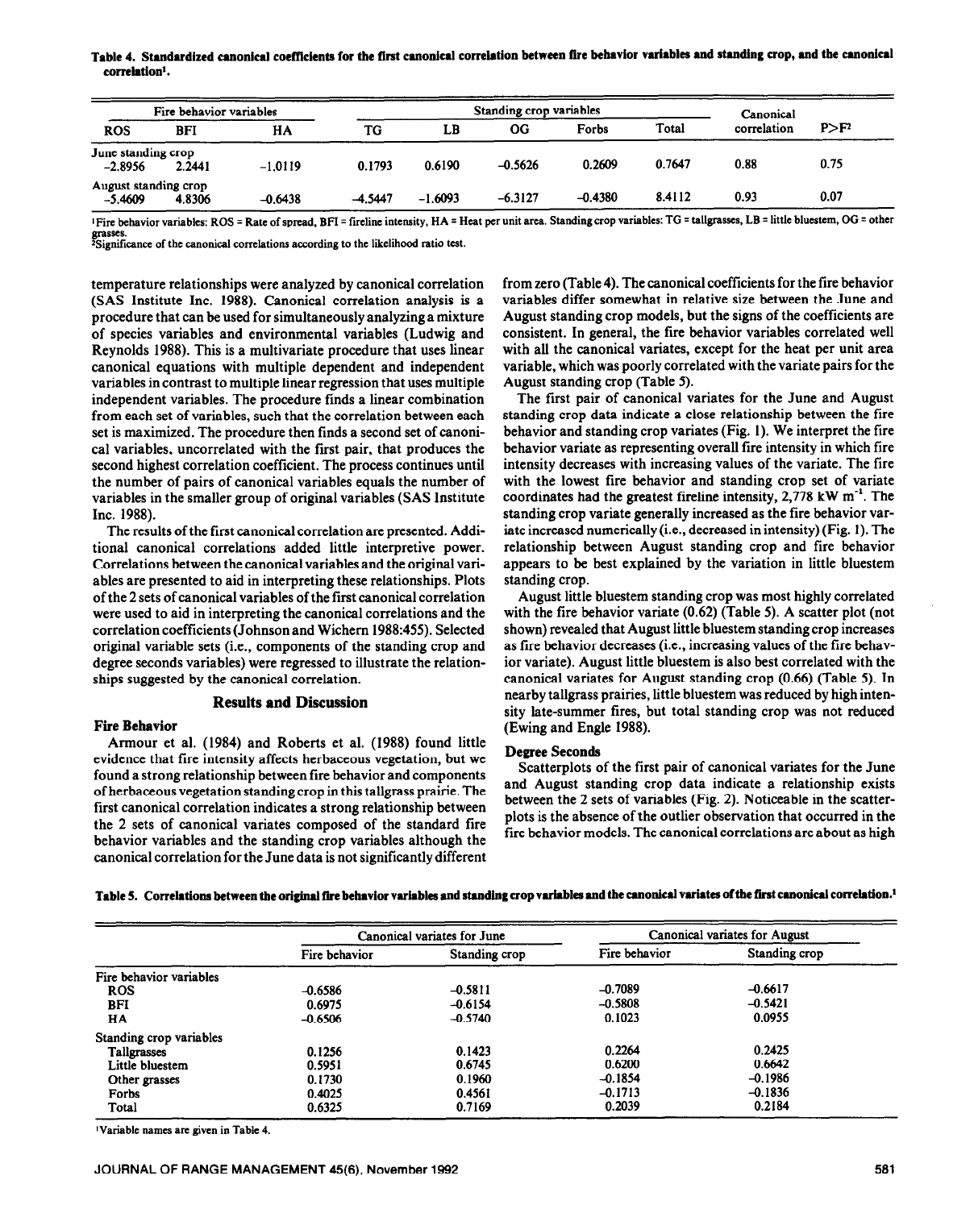**Table 4. Standardized canonical coefficients for the first canonical correlation between fire behavior variables and standing crop, and the canonical correlation[1].**

| Fire behavior variables | | | Standing crop variables | | | | | Canonical | |
|---|---|---|---|---|---|---|---|---|---|
| ROS | BFI | HA | TG | LB | OG | Forbs | Total | correlation | P>F[2] |
| June standing crop | | | | | | | | | |
| -2.8956 | 2.2441 | -1.0119 | 0.1793 | 0.6190 | -0.5626 | 0.2609 | 0.7647 | 0.88 | 0.75 |
| August standing crop | | | | | | | | | |
| -5.4609 | 4.8306 | -0.6438 | -4.5447 | -1.6093 | -6.3127 | -0.4380 | 8.4112 | 0.93 | 0.07 |

[1]Fire behavior variables: ROS = Rate of spread, BFI = fireline intensity, HA = Heat per unit area. Standing crop variables: TG = tallgrasses, LB = little bluestem, OG = other grasses.
[2]Significance of the canonical correlations according to the likelihood ratio test.

temperature relationships were analyzed by canonical correlation (SAS Institute Inc. 1988). Canonical correlation analysis is a procedure that can be used for simultaneously analyzing a mixture of species variables and environmental variables (Ludwig and Reynolds 1988). This is a multivariate procedure that uses linear canonical equations with multiple dependent and independent variables in contrast to multiple linear regression that uses multiple independent variables. The procedure finds a linear combination from each set of variables, such that the correlation between each set is maximized. The procedure then finds a second set of canonical variables, uncorrelated with the first pair, that produces the second highest correlation coefficient. The process continues until the number of pairs of canonical variables equals the number of variables in the smaller group of original variables (SAS Institute Inc. 1988).

The results of the first canonical correlation are presented. Additional canonical correlations added little interpretive power. Correlations between the canonical variables and the original variables are presented to aid in interpreting these relationships. Plots of the 2 sets of canonical variables of the first canonical correlation were used to aid in interpreting the canonical correlations and the correlation coefficients (Johnson and Wichern 1988:455). Selected original variable sets (i.e., components of the standing crop and degree seconds variables) were regressed to illustrate the relationships suggested by the canonical correlation.

## Results and Discussion

### Fire Behavior

Armour et al. (1984) and Roberts et al. (1988) found little evidence that fire intensity affects herbaceous vegetation, but we found a strong relationship between fire behavior and components of herbaceous vegetation standing crop in this tallgrass prairie. The first canonical correlation indicates a strong relationship between the 2 sets of canonical variates composed of the standard fire behavior variables and the standing crop variables although the canonical correlation for the June data is not significantly different from zero (Table 4). The canonical coefficients for the fire behavior variables differ somewhat in relative size between the June and August standing crop models, but the signs of the coefficients are consistent. In general, the fire behavior variables correlated well with all the canonical variates, except for the heat per unit area variable, which was poorly correlated with the variate pairs for the August standing crop (Table 5).

The first pair of canonical variates for the June and August standing crop data indicate a close relationship between the fire behavior and standing crop variates (Fig. 1). We interpret the fire behavior variate as representing overall fire intensity in which fire intensity decreases with increasing values of the variate. The fire with the lowest fire behavior and standing crop set of variate coordinates had the greatest fireline intensity, 2,778 kW $m^{-1}$. The standing crop variate generally increased as the fire behavior variate increased numerically (i.e., decreased in intensity) (Fig. 1). The relationship between August standing crop and fire behavior appears to be best explained by the variation in little bluestem standing crop.

August little bluestem standing crop was most highly correlated with the fire behavior variate (0.62) (Table 5). A scatter plot (not shown) revealed that August little bluestem standing crop increases as fire behavior decreases (i.e., increasing values of the fire behavior variate). August little bluestem is also best correlated with the canonical variates for August standing crop (0.66) (Table 5). In nearby tallgrass prairies, little bluestem was reduced by high intensity late-summer fires, but total standing crop was not reduced (Ewing and Engle 1988).

### Degree Seconds

Scatterplots of the first pair of canonical variates for the June and August standing crop data indicate a relationship exists between the 2 sets of variables (Fig. 2). Noticeable in the scatterplots is the absence of the outlier observation that occurred in the fire behavior models. The canonical correlations are about as high

**Table 5. Correlations between the original fire behavior variables and standing crop variables and the canonical variates of the first canonical correlation.[1]**

| | Canonical variates for June | | Canonical variates for August | |
|---|---|---|---|---|
| | Fire behavior | Standing crop | Fire behavior | Standing crop |
| Fire behavior variables | | | | |
| ROS | -0.6586 | -0.5811 | -0.7089 | -0.6617 |
| BFI | 0.6975 | -0.6154 | -0.5808 | -0.5421 |
| HA | -0.6506 | -0.5740 | 0.1023 | 0.0955 |
| Standing crop variables | | | | |
| Tallgrasses | 0.1256 | 0.1423 | 0.2264 | 0.2425 |
| Little bluestem | 0.5951 | 0.6745 | 0.6200 | 0.6642 |
| Other grasses | 0.1730 | 0.1960 | -0.1854 | -0.1986 |
| Forbs | 0.4025 | 0.4561 | -0.1713 | -0.1836 |
| Total | 0.6325 | 0.7169 | 0.2039 | 0.2184 |

[1]Variable names are given in Table 4.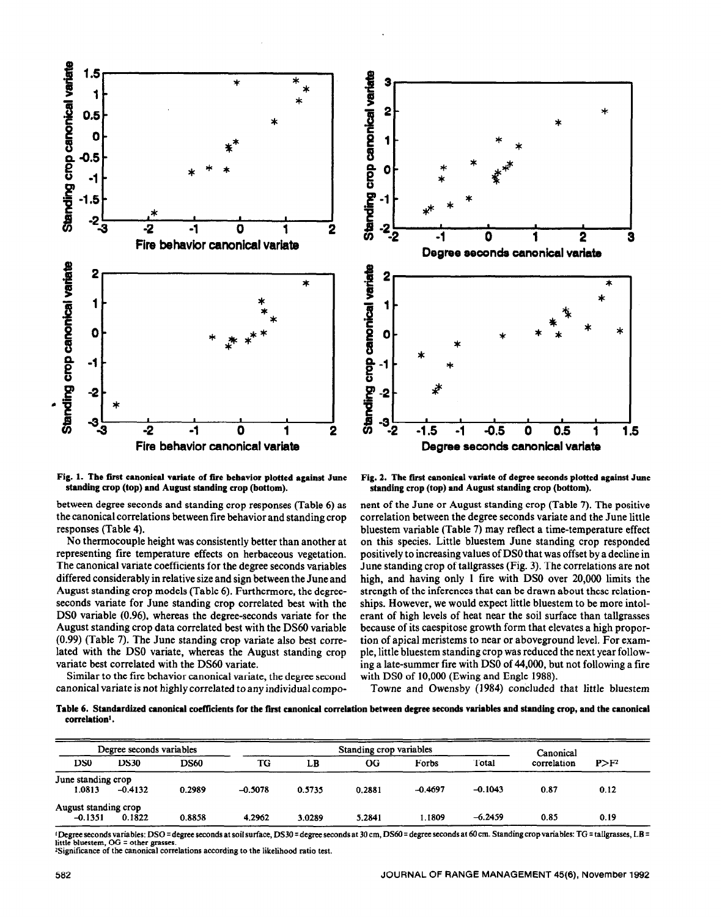Fig. 1. The first canonical variate of fire behavior plotted against June standing crop (top) and August standing crop (bottom).

Fig. 2. The first canonical variate of degree seconds plotted against June standing crop (top) and August standing crop (bottom).

between degree seconds and standing crop responses (Table 6) as the canonical correlations between fire behavior and standing crop responses (Table 4).

No thermocouple height was consistently better than another at representing fire temperature effects on herbaceous vegetation. The canonical variate coefficients for the degree seconds variables differed considerably in relative size and sign between the June and August standing crop models (Table 6). Furthermore, the degree-seconds variate for June standing crop correlated best with the DS0 variable (0.96), whereas the degree-seconds variate for the August standing crop data correlated best with the DS60 variable (0.99) (Table 7). The June standing crop variate also best correlated with the DS0 variate, whereas the August standing crop variate best correlated with the DS60 variate.

Similar to the fire behavior canonical variate, the degree second canonical variate is not highly correlated to any individual component of the June or August standing crop (Table 7). The positive correlation between the degree seconds variate and the June little bluestem variable (Table 7) may reflect a time-temperature effect on this species. Little bluestem June standing crop responded positively to increasing values of DS0 that was offset by a decline in June standing crop of tallgrasses (Fig. 3). The correlations are not high, and having only 1 fire with DS0 over 20,000 limits the strength of the inferences that can be drawn about these relationships. However, we would expect little bluestem to be more intolerant of high levels of heat near the soil surface than tallgrasses because of its caespitose growth form that elevates a high proportion of apical meristems to near or aboveground level. For example, little bluestem standing crop was reduced the next year following a late-summer fire with DS0 of 44,000, but not following a fire with DS0 of 10,000 (Ewing and Engle 1988).

Towne and Owensby (1984) concluded that little bluestem

Table 6. Standardized canonical coefficients for the first canonical correlation between degree seconds variables and standing crop, and the canonical correlation[1].

| Degree seconds variables | | | Standing crop variables | | | | | Canonical correlation | P>F[2] |
|---|---|---|---|---|---|---|---|---|---|
| DS0 | DS30 | DS60 | TG | LB | OG | Forbs | Total | | |
| June standing crop | | | | | | | | | |
| 1.0813 | −0.4132 | 0.2989 | −0.5078 | 0.5735 | 0.2881 | −0.4697 | −0.1043 | 0.87 | 0.12 |
| August standing crop | | | | | | | | | |
| −0.1351 | 0.1822 | 0.8858 | 4.2962 | 3.0289 | 5.2841 | 1.1809 | −6.2459 | 0.85 | 0.19 |

[1]Degree seconds variables: DSO = degree seconds at soil surface, DS30 = degree seconds at 30 cm, DS60 = degree seconds at 60 cm. Standing crop variables: TG = tallgrasses, LB = little bluestem, OG = other grasses.

[2]Significance of the canonical correlations according to the likelihood ratio test.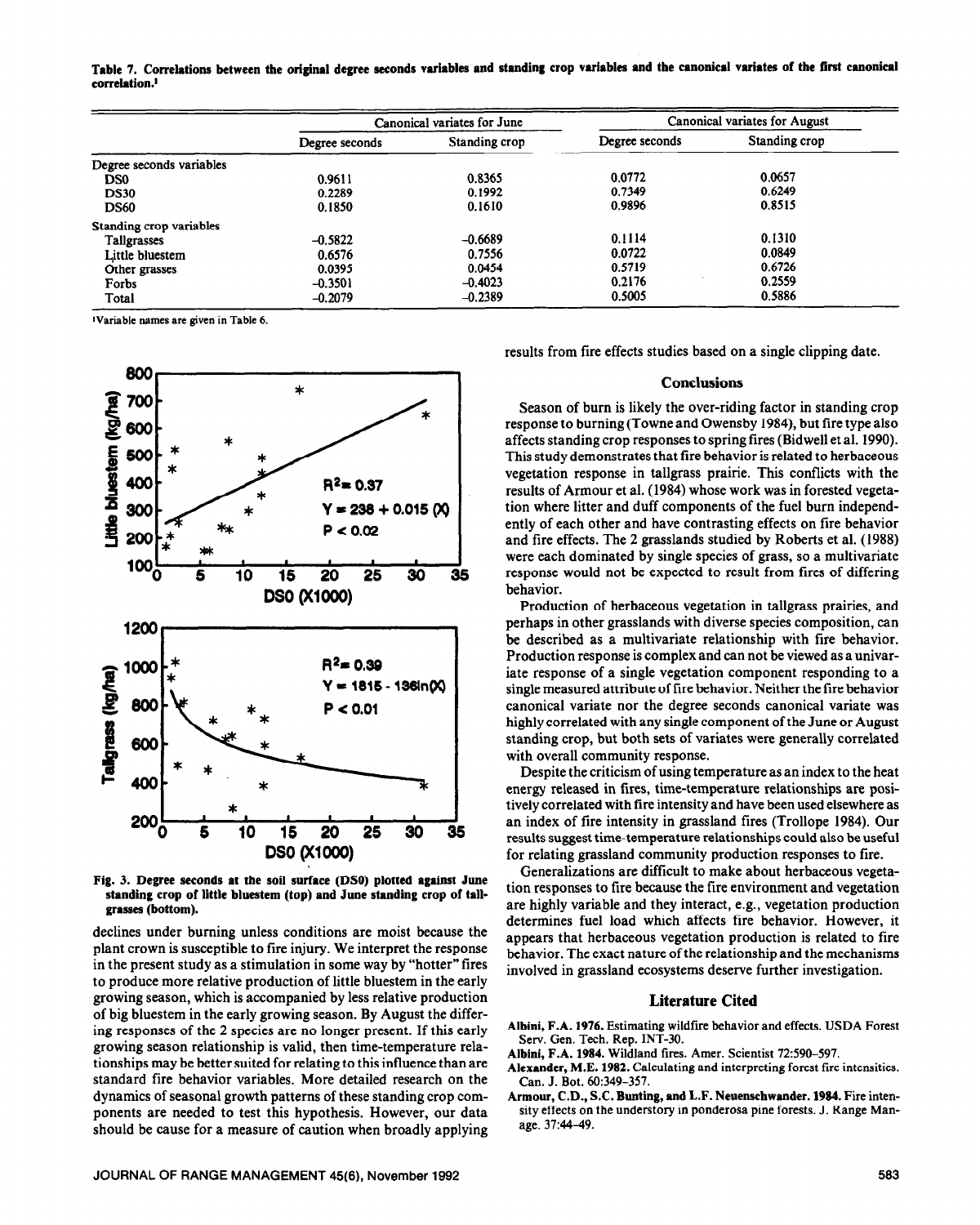**Table 7. Correlations between the original degree seconds variables and standing crop variables and the canonical variates of the first canonical correlation.**[1]

| | Canonical variates for June | | Canonical variates for August | |
|---|---|---|---|---|
| | Degree seconds | Standing crop | Degree seconds | Standing crop |
| Degree seconds variables | | | | |
| DS0 | 0.9611 | 0.8365 | 0.0772 | 0.0657 |
| DS30 | 0.2289 | 0.1992 | 0.7349 | 0.6249 |
| DS60 | 0.1850 | 0.1610 | 0.9896 | 0.8515 |
| Standing crop variables | | | | |
| Tallgrasses | −0.5822 | −0.6689 | 0.1114 | 0.1310 |
| Little bluestem | 0.6576 | 0.7556 | 0.0722 | 0.0849 |
| Other grasses | 0.0395 | 0.0454 | 0.5719 | 0.6726 |
| Forbs | −0.3501 | −0.4023 | 0.2176 | 0.2559 |
| Total | −0.2079 | −0.2389 | 0.5005 | 0.5886 |

[1]Variable names are given in Table 6.

Fig. 3. Degree seconds at the soil surface (DS0) plotted against June standing crop of little bluestem (top) and June standing crop of tallgrasses (bottom).

declines under burning unless conditions are moist because the plant crown is susceptible to fire injury. We interpret the response in the present study as a stimulation in some way by "hotter" fires to produce more relative production of little bluestem in the early growing season, which is accompanied by less relative production of big bluestem in the early growing season. By August the differing responses of the 2 species are no longer present. If this early growing season relationship is valid, then time-temperature relationships may be better suited for relating to this influence than are standard fire behavior variables. More detailed research on the dynamics of seasonal growth patterns of these standing crop components are needed to test this hypothesis. However, our data should be cause for a measure of caution when broadly applying results from fire effects studies based on a single clipping date.

## Conclusions

Season of burn is likely the over-riding factor in standing crop response to burning (Towne and Owensby 1984), but fire type also affects standing crop responses to spring fires (Bidwell et al. 1990). This study demonstrates that fire behavior is related to herbaceous vegetation response in tallgrass prairie. This conflicts with the results of Armour et al. (1984) whose work was in forested vegetation where litter and duff components of the fuel burn independently of each other and have contrasting effects on fire behavior and fire effects. The 2 grasslands studied by Roberts et al. (1988) were each dominated by single species of grass, so a multivariate response would not be expected to result from fires of differing behavior.

Production of herbaceous vegetation in tallgrass prairies, and perhaps in other grasslands with diverse species composition, can be described as a multivariate relationship with fire behavior. Production response is complex and can not be viewed as a univariate response of a single vegetation component responding to a single measured attribute of fire behavior. Neither the fire behavior canonical variate nor the degree seconds canonical variate was highly correlated with any single component of the June or August standing crop, but both sets of variates were generally correlated with overall community response.

Despite the criticism of using temperature as an index to the heat energy released in fires, time-temperature relationships are positively correlated with fire intensity and have been used elsewhere as an index of fire intensity in grassland fires (Trollope 1984). Our results suggest time-temperature relationships could also be useful for relating grassland community production responses to fire.

Generalizations are difficult to make about herbaceous vegetation responses to fire because the fire environment and vegetation are highly variable and they interact, e.g., vegetation production determines fuel load which affects fire behavior. However, it appears that herbaceous vegetation production is related to fire behavior. The exact nature of the relationship and the mechanisms involved in grassland ecosystems deserve further investigation.

## Literature Cited

**Albini, F.A. 1976.** Estimating wildfire behavior and effects. USDA Forest Serv. Gen. Tech. Rep. INT-30.

**Albini, F.A. 1984.** Wildland fires. Amer. Scientist 72:590–597.

**Alexander, M.E. 1982.** Calculating and interpreting forest fire intensities. Can. J. Bot. 60:349–357.

**Armour, C.D., S.C. Bunting, and L.F. Neuenschwander. 1984.** Fire intensity effects on the understory in ponderosa pine forests. J. Range Manage. 37:44–49.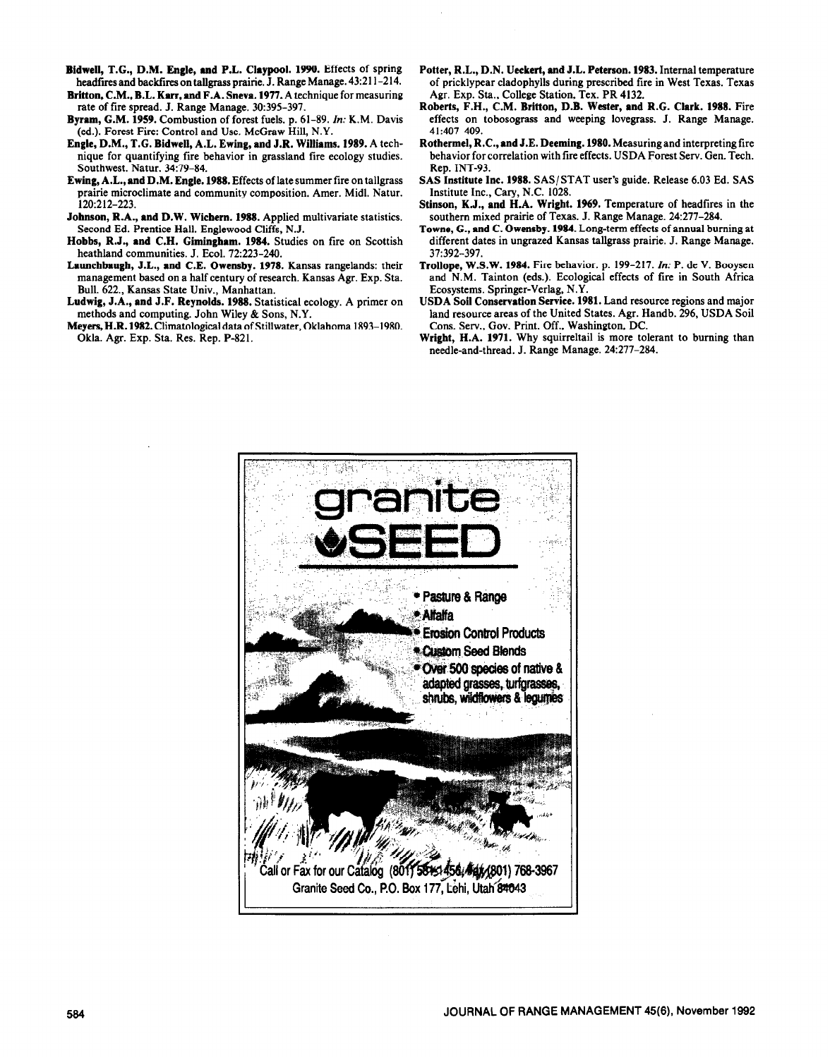**Bidwell, T.G., D.M. Engle, and P.L. Claypool. 1990.** Effects of spring headfires and backfires on tallgrass prairie. J. Range Manage. 43:211-214.

**Britton, C.M., B.L. Karr, and F.A. Sneva. 1977.** A technique for measuring rate of fire spread. J. Range Manage. 30:395-397.

**Byram, G.M. 1959.** Combustion of forest fuels. p. 61-89. *In:* K.M. Davis (ed.). Forest Fire: Control and Use. McGraw Hill, N.Y.

**Engle, D.M., T.G. Bidwell, A.L. Ewing, and J.R. Williams. 1989.** A technique for quantifying fire behavior in grassland fire ecology studies. Southwest. Natur. 34:79-84.

**Ewing, A.L., and D.M. Engle. 1988.** Effects of late summer fire on tallgrass prairie microclimate and community composition. Amer. Midl. Natur. 120:212-223.

**Johnson, R.A., and D.W. Wichern. 1988.** Applied multivariate statistics. Second Ed. Prentice Hall. Englewood Cliffs, N.J.

**Hobbs, R.J., and C.H. Gimingham. 1984.** Studies on fire on Scottish heathland communities. J. Ecol. 72:223-240.

**Launchbaugh, J.L., and C.E. Owensby. 1978.** Kansas rangelands: their management based on a half century of research. Kansas Agr. Exp. Sta. Bull. 622., Kansas State Univ., Manhattan.

**Ludwig, J.A., and J.F. Reynolds. 1988.** Statistical ecology. A primer on methods and computing. John Wiley & Sons, N.Y.

**Meyers, H.R. 1982.** Climatological data of Stillwater, Oklahoma 1893-1980. Okla. Agr. Exp. Sta. Res. Rep. P-821.

**Potter, R.L., D.N. Ueckert, and J.L. Peterson. 1983.** Internal temperature of pricklypear cladophylls during prescribed fire in West Texas. Texas Agr. Exp. Sta., College Station. Tex. PR 4132.

**Roberts, F.H., C.M. Britton, D.B. Wester, and R.G. Clark. 1988.** Fire effects on tobosograss and weeping lovegrass. J. Range Manage. 41:407 409.

**Rothermel, R.C., and J.E. Deeming. 1980.** Measuring and interpreting fire behavior for correlation with fire effects. USDA Forest Serv. Gen. Tech. Rep. INT-93.

**SAS Institute Inc. 1988.** SAS/STAT user's guide. Release 6.03 Ed. SAS Institute Inc., Cary, N.C. 1028.

**Stinson, K.J., and H.A. Wright. 1969.** Temperature of headfires in the southern mixed prairie of Texas. J. Range Manage. 24:277-284.

**Towne, G., and C. Owensby. 1984.** Long-term effects of annual burning at different dates in ungrazed Kansas tallgrass prairie. J. Range Manage. 37:392-397.

**Trollope, W.S.W. 1984.** Fire behavior. p. 199-217. *In:* P. de V. Booysen and N.M. Tainton (eds.). Ecological effects of fire in South Africa Ecosystems. Springer-Verlag, N.Y.

**USDA Soil Conservation Service. 1981.** Land resource regions and major land resource areas of the United States. Agr. Handb. 296, USDA Soil Cons. Serv., Gov. Print. Off., Washington, DC.

**Wright, H.A. 1971.** Why squirreltail is more tolerant to burning than needle-and-thread. J. Range Manage. 24:277-284.